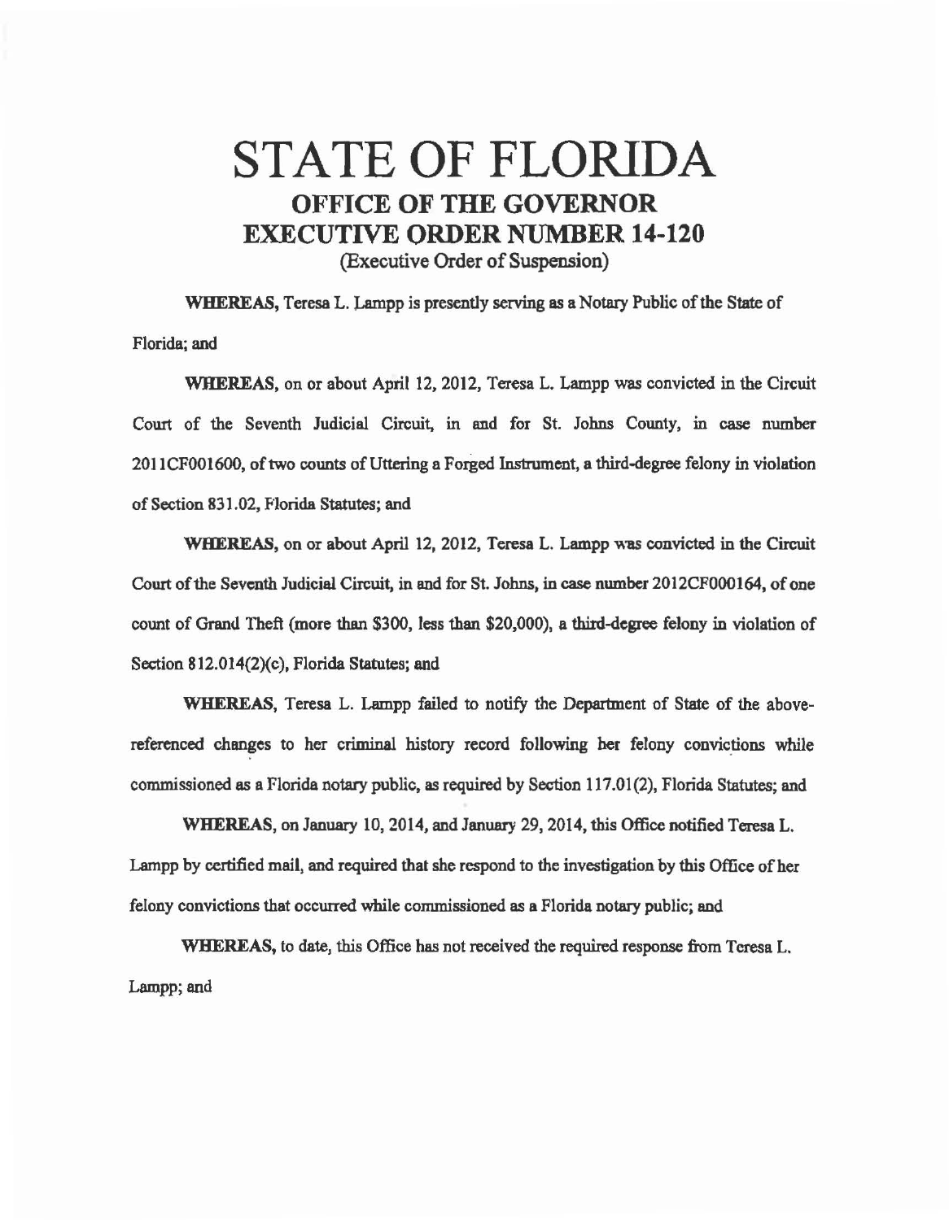# STATE OF FLORIDA
## OFFICE OF THE GOVERNOR
## EXECUTIVE ORDER NUMBER 14-120
(Executive Order of Suspension)

**WHEREAS,** Teresa L. Lampp is presently serving as a Notary Public of the State of Florida; and

**WHEREAS,** on or about April 12, 2012, Teresa L. Lampp was convicted in the Circuit Court of the Seventh Judicial Circuit, in and for St. Johns County, in case number 2011CF001600, of two counts of Uttering a Forged Instrument, a third-degree felony in violation of Section 831.02, Florida Statutes; and

**WHEREAS,** on or about April 12, 2012, Teresa L. Lampp was convicted in the Circuit Court of the Seventh Judicial Circuit, in and for St. Johns, in case number 2012CF000164, of one count of Grand Theft (more than $300, less than $20,000), a third-degree felony in violation of Section 812.014(2)(c), Florida Statutes; and

**WHEREAS,** Teresa L. Lampp failed to notify the Department of State of the above-referenced changes to her criminal history record following her felony convictions while commissioned as a Florida notary public, as required by Section 117.01(2), Florida Statutes; and

**WHEREAS,** on January 10, 2014, and January 29, 2014, this Office notified Teresa L. Lampp by certified mail, and required that she respond to the investigation by this Office of her felony convictions that occurred while commissioned as a Florida notary public; and

**WHEREAS,** to date, this Office has not received the required response from Teresa L. Lampp; and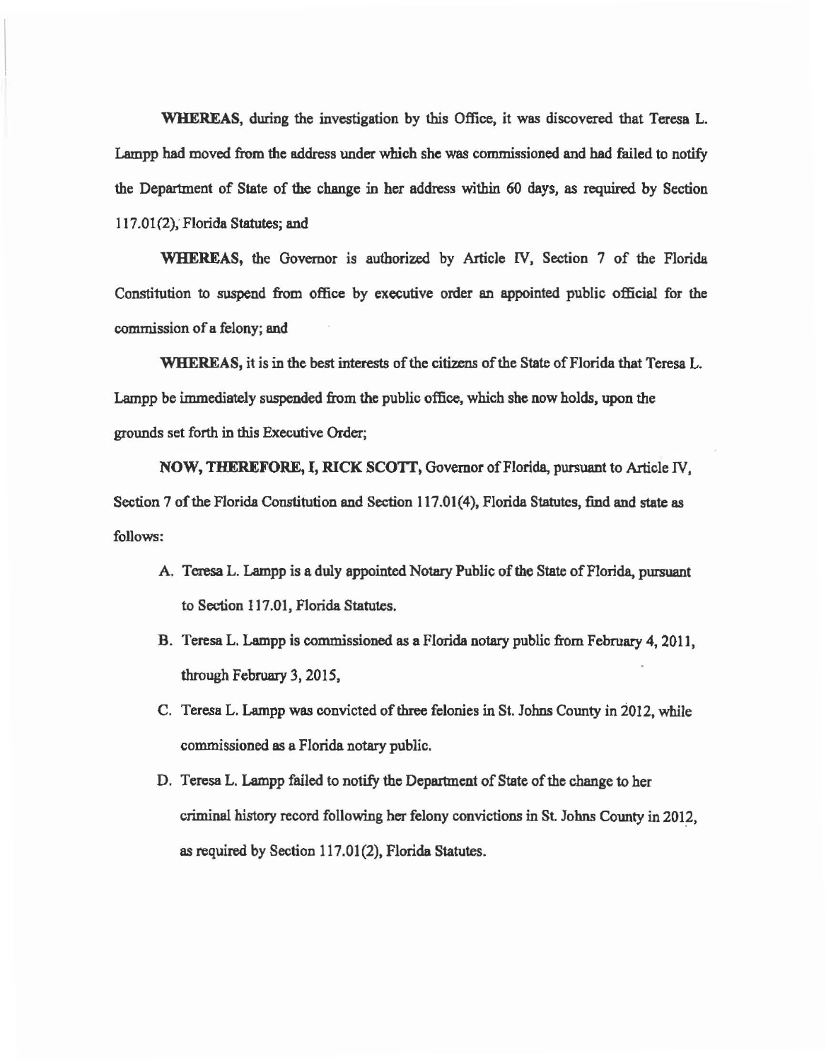**WHEREAS**, during the investigation by this Office, it was discovered that Teresa L. Lampp had moved from the address under which she was commissioned and had failed to notify the Department of State of the change in her address within 60 days, as required by Section 117.01(2), Florida Statutes; and

**WHEREAS**, the Governor is authorized by Article IV, Section 7 of the Florida Constitution to suspend from office by executive order an appointed public official for the commission of a felony; and

**WHEREAS**, it is in the best interests of the citizens of the State of Florida that Teresa L. Lampp be immediately suspended from the public office, which she now holds, upon the grounds set forth in this Executive Order;

**NOW, THEREFORE, I, RICK SCOTT**, Governor of Florida, pursuant to Article IV, Section 7 of the Florida Constitution and Section 117.01(4), Florida Statutes, find and state as follows:

A. Teresa L. Lampp is a duly appointed Notary Public of the State of Florida, pursuant to Section 117.01, Florida Statutes.

B. Teresa L. Lampp is commissioned as a Florida notary public from February 4, 2011, through February 3, 2015,

C. Teresa L. Lampp was convicted of three felonies in St. Johns County in 2012, while commissioned as a Florida notary public.

D. Teresa L. Lampp failed to notify the Department of State of the change to her criminal history record following her felony convictions in St. Johns County in 2012, as required by Section 117.01(2), Florida Statutes.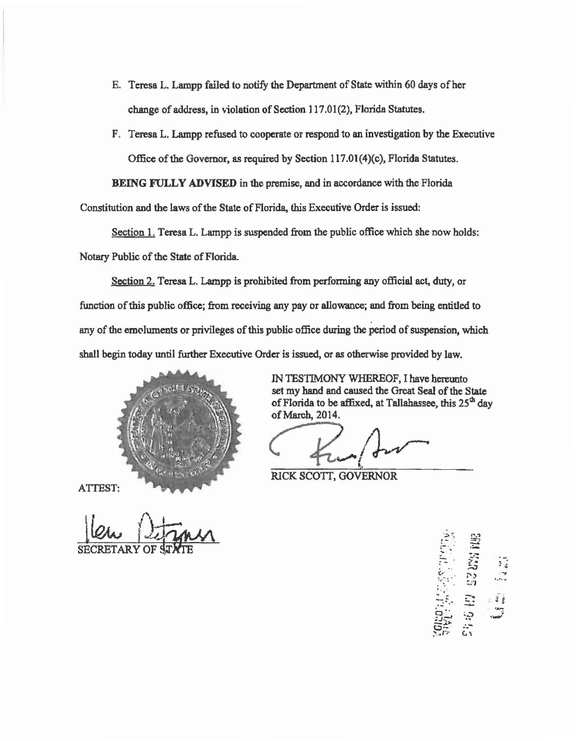E. Teresa L. Lampp failed to notify the Department of State within 60 days of her change of address, in violation of Section 117.01(2), Florida Statutes.

F. Teresa L. Lampp refused to cooperate or respond to an investigation by the Executive Office of the Governor, as required by Section 117.01(4)(c), Florida Statutes.

**BEING FULLY ADVISED** in the premise, and in accordance with the Florida Constitution and the laws of the State of Florida, this Executive Order is issued:

Section 1. Teresa L. Lampp is suspended from the public office which she now holds: Notary Public of the State of Florida.

Section 2. Teresa L. Lampp is prohibited from performing any official act, duty, or function of this public office; from receiving any pay or allowance; and from being entitled to any of the emoluments or privileges of this public office during the period of suspension, which shall begin today until further Executive Order is issued, or as otherwise provided by law.

IN TESTIMONY WHEREOF, I have hereunto set my hand and caused the Great Seal of the State of Florida to be affixed, at Tallahassee, this 25th day of March, 2014.

RICK SCOTT, GOVERNOR

ATTEST:

SECRETARY OF STATE